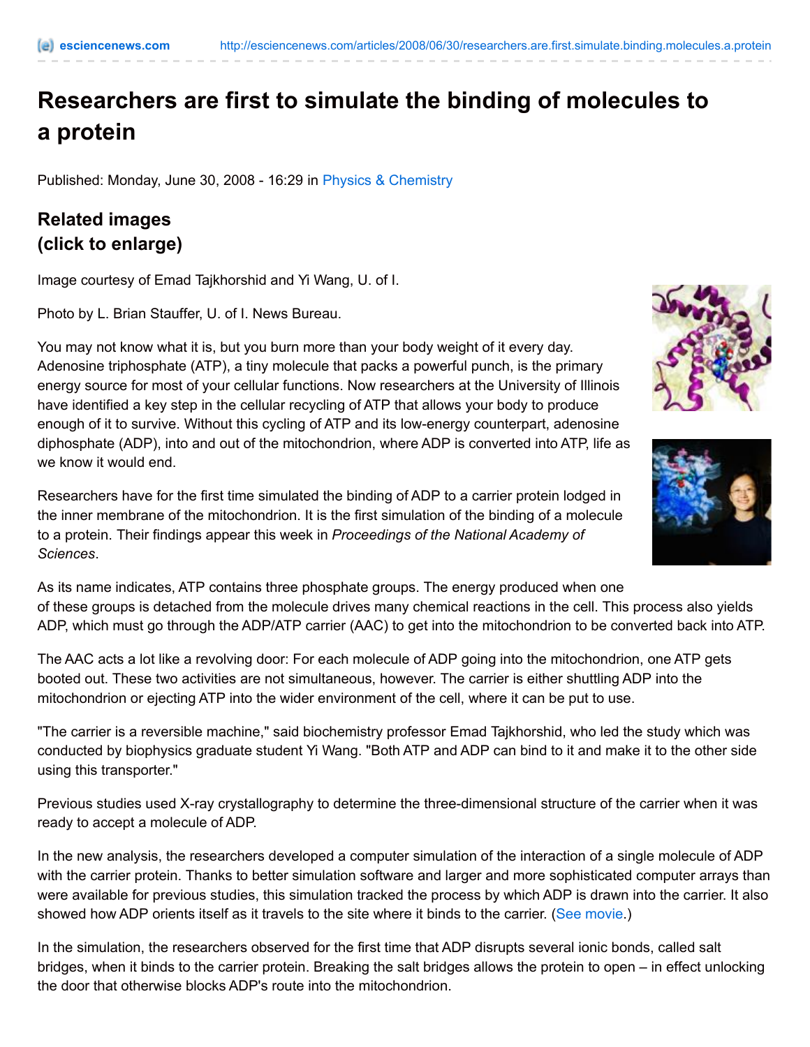# Researchers are first to simulate the binding of molecules to a protein

Published: Monday, June 30, 2008 - 16:29 in Physics & Chemistry

## Related images (click to enlarge)

Image courtesy of Emad Tajkhorshid and Yi Wang, U. of I.

Photo by L. Brian Stauffer, U. of I. News Bureau.

You may not know what it is, but you burn more than your body weight of it every day. Adenosine triphosphate (ATP), a tiny molecule that packs a powerful punch, is the primary energy source for most of your cellular functions. Now researchers at the University of Illinois have identified a key step in the cellular recycling of ATP that allows your body to produce enough of it to survive. Without this cycling of ATP and its low-energy counterpart, adenosine diphosphate (ADP), into and out of the mitochondrion, where ADP is converted into ATP, life as we know it would end.

Researchers have for the first time simulated the binding of ADP to a carrier protein lodged in the inner membrane of the mitochondrion. It is the first simulation of the binding of a molecule to a protein. Their findings appear this week in *Proceedings of the National Academy of Sciences*.

As its name indicates, ATP contains three phosphate groups. The energy produced when one of these groups is detached from the molecule drives many chemical reactions in the cell. This process also yields ADP, which must go through the ADP/ATP carrier (AAC) to get into the mitochondrion to be converted back into ATP.

The AAC acts a lot like a revolving door: For each molecule of ADP going into the mitochondrion, one ATP gets booted out. These two activities are not simultaneous, however. The carrier is either shuttling ADP into the mitochondrion or ejecting ATP into the wider environment of the cell, where it can be put to use.

"The carrier is a reversible machine," said biochemistry professor Emad Tajkhorshid, who led the study which was conducted by biophysics graduate student Yi Wang. "Both ATP and ADP can bind to it and make it to the other side using this transporter."

Previous studies used X-ray crystallography to determine the three-dimensional structure of the carrier when it was ready to accept a molecule of ADP.

In the new analysis, the researchers developed a computer simulation of the interaction of a single molecule of ADP with the carrier protein. Thanks to better simulation software and larger and more sophisticated computer arrays than were available for previous studies, this simulation tracked the process by which ADP is drawn into the carrier. It also showed how ADP orients itself as it travels to the site where it binds to the carrier. (See movie.)

In the simulation, the researchers observed for the first time that ADP disrupts several ionic bonds, called salt bridges, when it binds to the carrier protein. Breaking the salt bridges allows the protein to open – in effect unlocking the door that otherwise blocks ADP's route into the mitochondrion.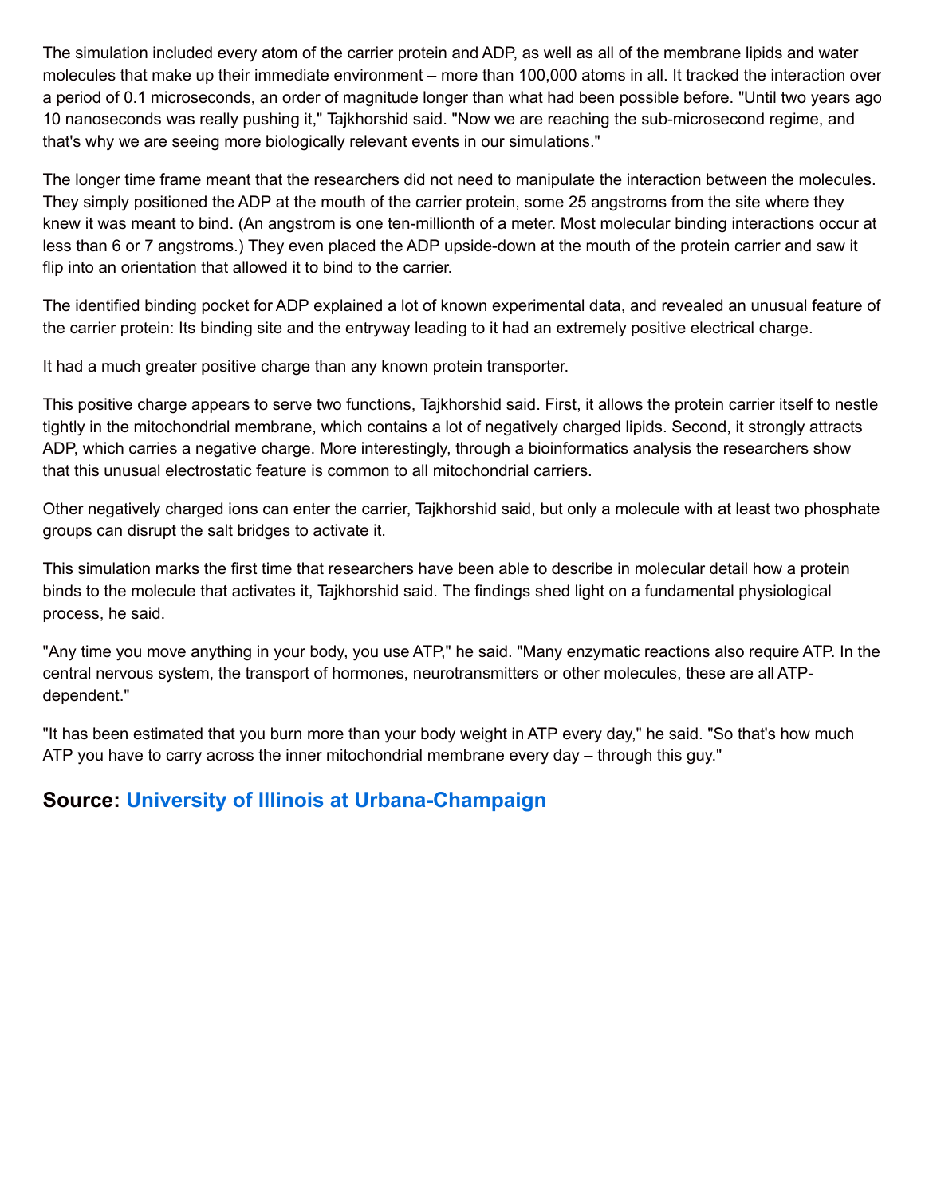The simulation included every atom of the carrier protein and ADP, as well as all of the membrane lipids and water molecules that make up their immediate environment – more than 100,000 atoms in all. It tracked the interaction over a period of 0.1 microseconds, an order of magnitude longer than what had been possible before. "Until two years ago 10 nanoseconds was really pushing it," Tajkhorshid said. "Now we are reaching the sub-microsecond regime, and that's why we are seeing more biologically relevant events in our simulations."

The longer time frame meant that the researchers did not need to manipulate the interaction between the molecules. They simply positioned the ADP at the mouth of the carrier protein, some 25 angstroms from the site where they knew it was meant to bind. (An angstrom is one ten-millionth of a meter. Most molecular binding interactions occur at less than 6 or 7 angstroms.) They even placed the ADP upside-down at the mouth of the protein carrier and saw it flip into an orientation that allowed it to bind to the carrier.

The identified binding pocket for ADP explained a lot of known experimental data, and revealed an unusual feature of the carrier protein: Its binding site and the entryway leading to it had an extremely positive electrical charge.

It had a much greater positive charge than any known protein transporter.

This positive charge appears to serve two functions, Tajkhorshid said. First, it allows the protein carrier itself to nestle tightly in the mitochondrial membrane, which contains a lot of negatively charged lipids. Second, it strongly attracts ADP, which carries a negative charge. More interestingly, through a bioinformatics analysis the researchers show that this unusual electrostatic feature is common to all mitochondrial carriers.

Other negatively charged ions can enter the carrier, Tajkhorshid said, but only a molecule with at least two phosphate groups can disrupt the salt bridges to activate it.

This simulation marks the first time that researchers have been able to describe in molecular detail how a protein binds to the molecule that activates it, Tajkhorshid said. The findings shed light on a fundamental physiological process, he said.

"Any time you move anything in your body, you use ATP," he said. "Many enzymatic reactions also require ATP. In the central nervous system, the transport of hormones, neurotransmitters or other molecules, these are all ATP-dependent."

"It has been estimated that you burn more than your body weight in ATP every day," he said. "So that's how much ATP you have to carry across the inner mitochondrial membrane every day – through this guy."

## Source: University of Illinois at Urbana-Champaign